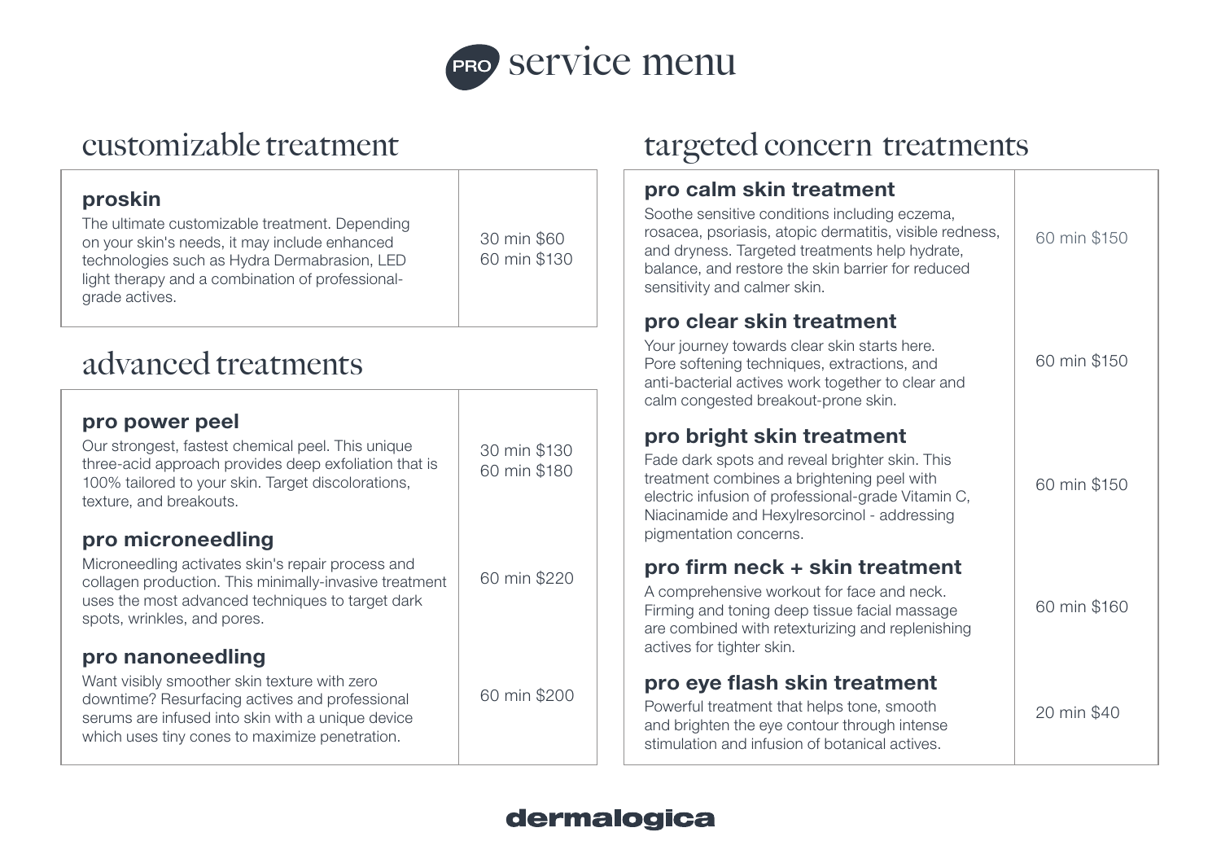# PRO service menu

## customizable treatment

| | |
|---|---|
| **proskin**<br>The ultimate customizable treatment. Depending on your skin's needs, it may include enhanced technologies such as Hydra Dermabrasion, LED light therapy and a combination of professional-grade actives. | 30 min $60<br>60 min $130 |

## advanced treatments

| | |
|---|---|
| **pro power peel**<br>Our strongest, fastest chemical peel. This unique three-acid approach provides deep exfoliation that is 100% tailored to your skin. Target discolorations, texture, and breakouts. | 30 min $130<br>60 min $180 |
| **pro microneedling**<br>Microneedling activates skin's repair process and collagen production. This minimally-invasive treatment uses the most advanced techniques to target dark spots, wrinkles, and pores. | 60 min $220 |
| **pro nanoneedling**<br>Want visibly smoother skin texture with zero downtime? Resurfacing actives and professional serums are infused into skin with a unique device which uses tiny cones to maximize penetration. | 60 min $200 |

## targeted concern treatments

| | |
|---|---|
| **pro calm skin treatment**<br>Soothe sensitive conditions including eczema, rosacea, psoriasis, atopic dermatitis, visible redness, and dryness. Targeted treatments help hydrate, balance, and restore the skin barrier for reduced sensitivity and calmer skin. | 60 min $150 |
| **pro clear skin treatment**<br>Your journey towards clear skin starts here. Pore softening techniques, extractions, and anti-bacterial actives work together to clear and calm congested breakout-prone skin. | 60 min $150 |
| **pro bright skin treatment**<br>Fade dark spots and reveal brighter skin. This treatment combines a brightening peel with electric infusion of professional-grade Vitamin C, Niacinamide and Hexylresorcinol - addressing pigmentation concerns. | 60 min $150 |
| **pro firm neck + skin treatment**<br>A comprehensive workout for face and neck. Firming and toning deep tissue facial massage are combined with retexturizing and replenishing actives for tighter skin. | 60 min $160 |
| **pro eye flash skin treatment**<br>Powerful treatment that helps tone, smooth and brighten the eye contour through intense stimulation and infusion of botanical actives. | 20 min $40 |

dermalogica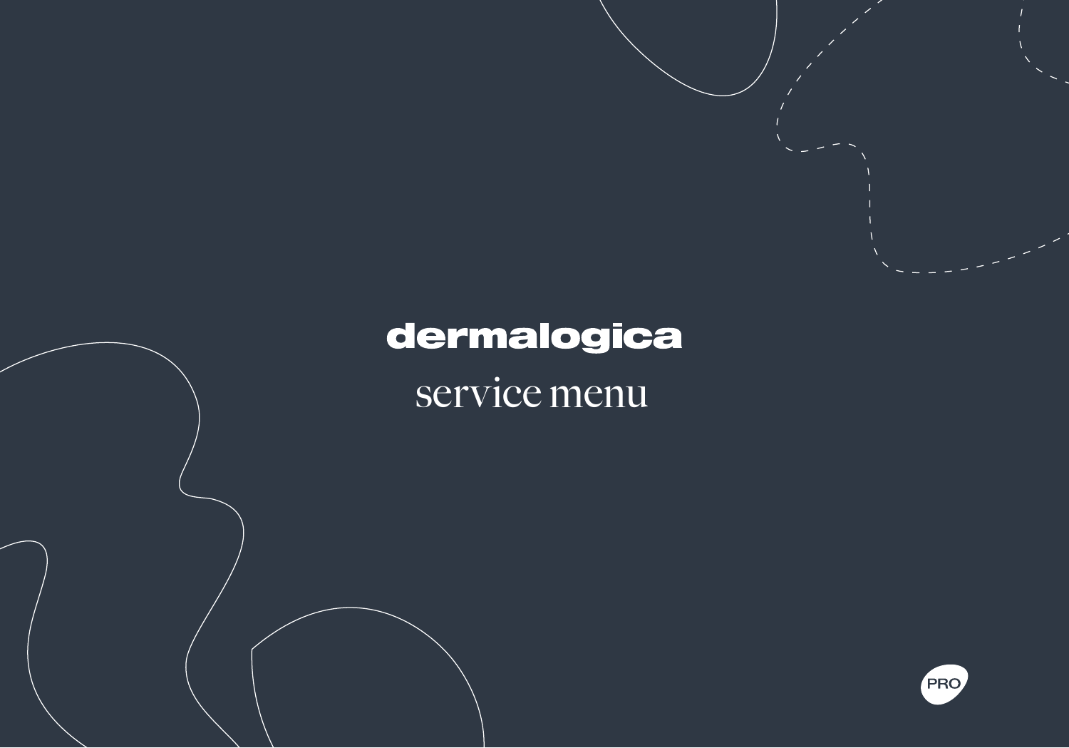# dermalogica

## service menu

PRO